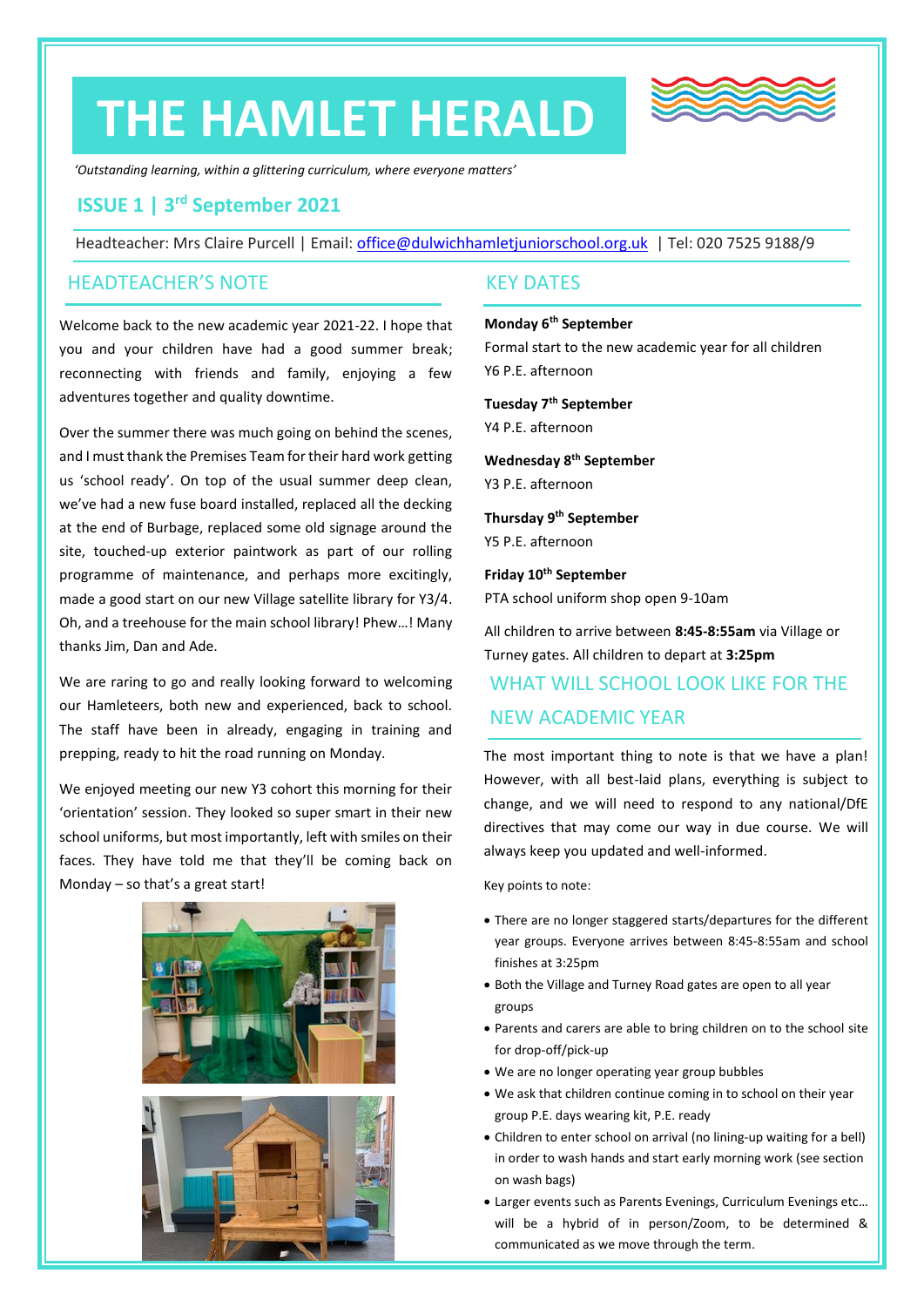# THE HAMLET HERALD

*'Outstanding learning, within a glittering curriculum, where everyone matters'*

## ISSUE 1 | 3rd September 2021

Headteacher: Mrs Claire Purcell | Email: office@dulwichhamletjuniorschool.org.uk | Tel: 020 7525 9188/9

## HEADTEACHER'S NOTE

Welcome back to the new academic year 2021-22. I hope that you and your children have had a good summer break; reconnecting with friends and family, enjoying a few adventures together and quality downtime.

Over the summer there was much going on behind the scenes, and I must thank the Premises Team for their hard work getting us 'school ready'. On top of the usual summer deep clean, we've had a new fuse board installed, replaced all the decking at the end of Burbage, replaced some old signage around the site, touched-up exterior paintwork as part of our rolling programme of maintenance, and perhaps more excitingly, made a good start on our new Village satellite library for Y3/4. Oh, and a treehouse for the main school library! Phew…! Many thanks Jim, Dan and Ade.

We are raring to go and really looking forward to welcoming our Hamleteers, both new and experienced, back to school. The staff have been in already, engaging in training and prepping, ready to hit the road running on Monday.

We enjoyed meeting our new Y3 cohort this morning for their 'orientation' session. They looked so super smart in their new school uniforms, but most importantly, left with smiles on their faces. They have told me that they'll be coming back on Monday – so that's a great start!

## KEY DATES

**Monday 6th September**
Formal start to the new academic year for all children
Y6 P.E. afternoon

**Tuesday 7th September**
Y4 P.E. afternoon

**Wednesday 8th September**
Y3 P.E. afternoon

**Thursday 9th September**
Y5 P.E. afternoon

**Friday 10th September**
PTA school uniform shop open 9-10am

All children to arrive between **8:45-8:55am** via Village or Turney gates. All children to depart at **3:25pm**

## WHAT WILL SCHOOL LOOK LIKE FOR THE NEW ACADEMIC YEAR

The most important thing to note is that we have a plan! However, with all best-laid plans, everything is subject to change, and we will need to respond to any national/DfE directives that may come our way in due course. We will always keep you updated and well-informed.

Key points to note:

- There are no longer staggered starts/departures for the different year groups. Everyone arrives between 8:45-8:55am and school finishes at 3:25pm
- Both the Village and Turney Road gates are open to all year groups
- Parents and carers are able to bring children on to the school site for drop-off/pick-up
- We are no longer operating year group bubbles
- We ask that children continue coming in to school on their year group P.E. days wearing kit, P.E. ready
- Children to enter school on arrival (no lining-up waiting for a bell) in order to wash hands and start early morning work (see section on wash bags)
- Larger events such as Parents Evenings, Curriculum Evenings etc… will be a hybrid of in person/Zoom, to be determined & communicated as we move through the term.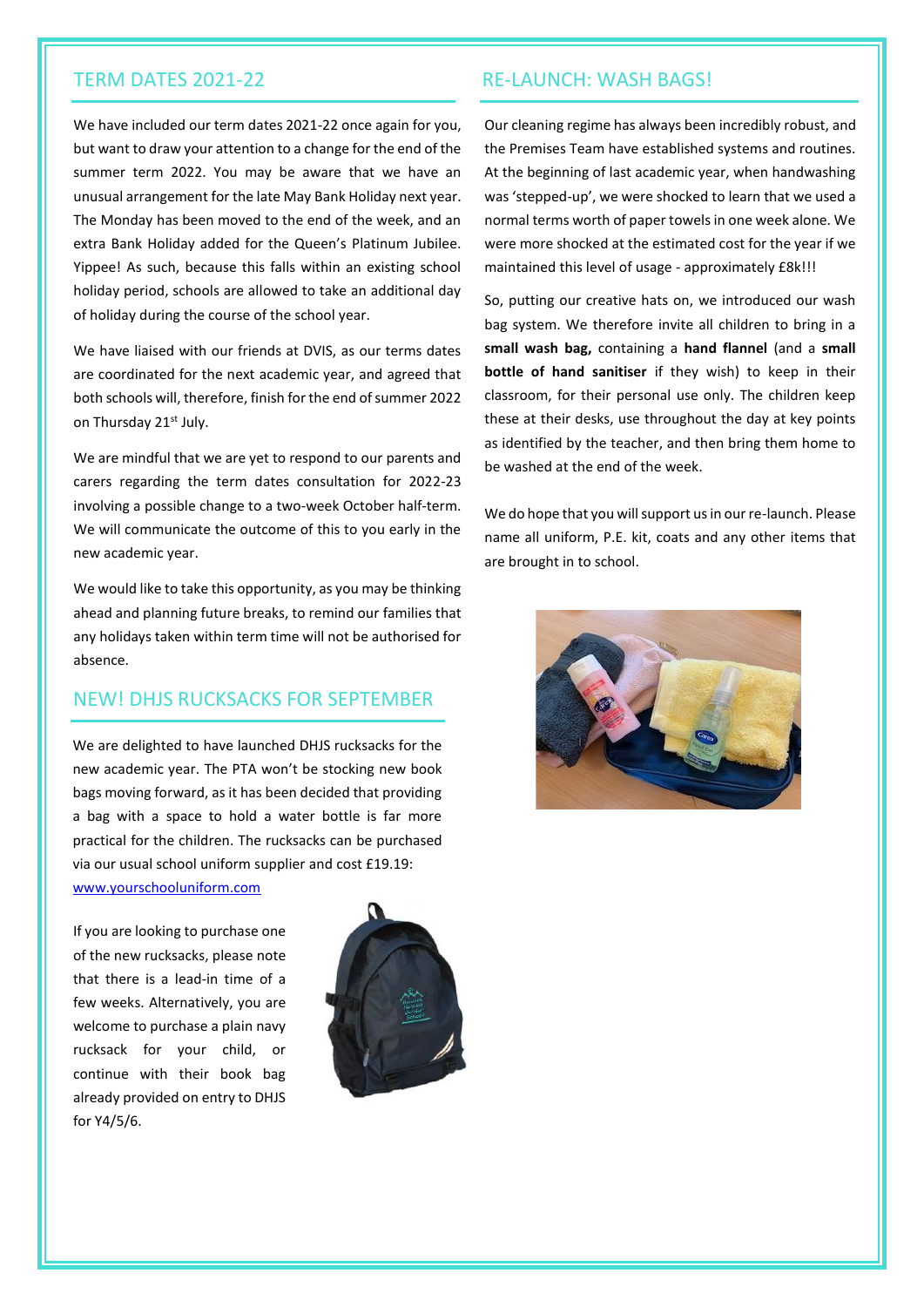## TERM DATES 2021-22

We have included our term dates 2021-22 once again for you, but want to draw your attention to a change for the end of the summer term 2022. You may be aware that we have an unusual arrangement for the late May Bank Holiday next year. The Monday has been moved to the end of the week, and an extra Bank Holiday added for the Queen's Platinum Jubilee. Yippee! As such, because this falls within an existing school holiday period, schools are allowed to take an additional day of holiday during the course of the school year.

We have liaised with our friends at DVIS, as our terms dates are coordinated for the next academic year, and agreed that both schools will, therefore, finish for the end of summer 2022 on Thursday 21st July.

We are mindful that we are yet to respond to our parents and carers regarding the term dates consultation for 2022-23 involving a possible change to a two-week October half-term. We will communicate the outcome of this to you early in the new academic year.

We would like to take this opportunity, as you may be thinking ahead and planning future breaks, to remind our families that any holidays taken within term time will not be authorised for absence.

## NEW! DHJS RUCKSACKS FOR SEPTEMBER

We are delighted to have launched DHJS rucksacks for the new academic year. The PTA won't be stocking new book bags moving forward, as it has been decided that providing a bag with a space to hold a water bottle is far more practical for the children. The rucksacks can be purchased via our usual school uniform supplier and cost £19.19: [www.yourschooluniform.com](http://www.yourschooluniform.com)

If you are looking to purchase one of the new rucksacks, please note that there is a lead-in time of a few weeks. Alternatively, you are welcome to purchase a plain navy rucksack for your child, or continue with their book bag already provided on entry to DHJS for Y4/5/6.

## RE-LAUNCH: WASH BAGS!

Our cleaning regime has always been incredibly robust, and the Premises Team have established systems and routines. At the beginning of last academic year, when handwashing was 'stepped-up', we were shocked to learn that we used a normal terms worth of paper towels in one week alone. We were more shocked at the estimated cost for the year if we maintained this level of usage - approximately £8k!!!

So, putting our creative hats on, we introduced our wash bag system. We therefore invite all children to bring in a **small wash bag,** containing a **hand flannel** (and a **small bottle of hand sanitiser** if they wish) to keep in their classroom, for their personal use only. The children keep these at their desks, use throughout the day at key points as identified by the teacher, and then bring them home to be washed at the end of the week.

We do hope that you will support us in our re-launch. Please name all uniform, P.E. kit, coats and any other items that are brought in to school.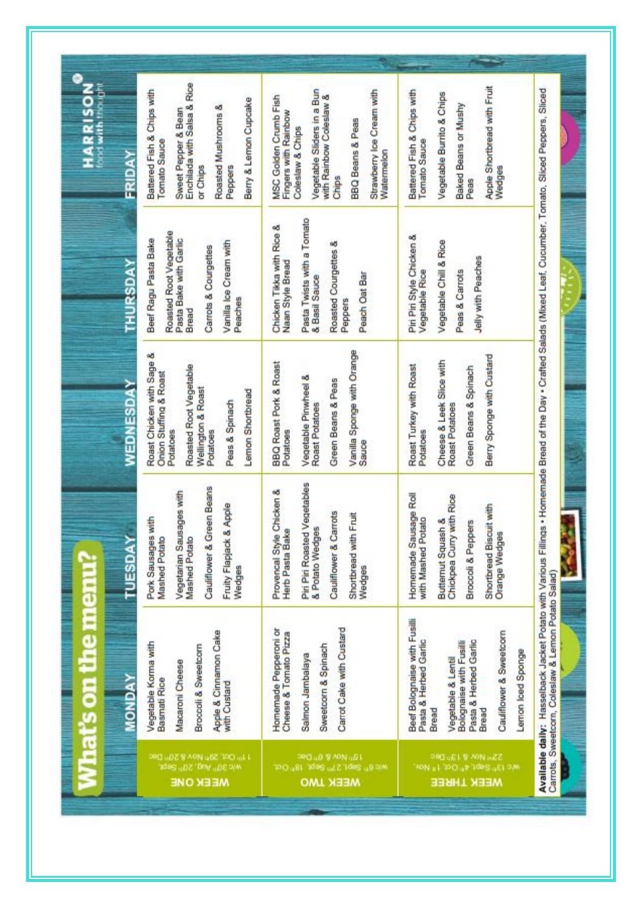# What's on the menu?

HARRISON® food with thought

| | MONDAY | TUESDAY | WEDNESDAY | THURSDAY | FRIDAY |
|---|---|---|---|---|---|
| **WEEK ONE** w/c 30th Aug, 20th Sept, 11th Oct, 29th Nov & 20th Dec | Vegetable Korma with Basmati Rice<br>Macaroni Cheese<br>Broccoli & Sweetcorn<br>Apple & Cinnamon Cake with Custard | Pork Sausages with Mashed Potato<br>Vegetarian Sausages with Mashed Potato<br>Cauliflower & Green Beans<br>Fruity Flapjack & Apple Wedges | Roast Chicken with Sage & Onion Stuffing & Roast Potatoes<br>Roasted Root Vegetable Wellington & Roast Potatoes<br>Peas & Spinach<br>Lemon Shortbread | Beef Ragu Pasta Bake<br>Roasted Root Vegetable Pasta Bake with Garlic Bread<br>Carrots & Courgettes<br>Vanilla Ice Cream with Peaches | Battered Fish & Chips with Tomato Sauce<br>Sweet Pepper & Bean Enchilada with Salsa & Rice or Chips<br>Roasted Mushrooms & Peppers<br>Berry & Lemon Cupcake |
| **WEEK TWO** w/c 6th Sept, 27th Sept, 18th Oct, 15th Nov & 6th Dec | Homemade Pepperoni or Cheese & Tomato Pizza<br>Salmon Jambalaya<br>Sweetcorn & Spinach<br>Carrot Cake with Custard | Provencal Style Chicken & Herb Pasta Bake<br>Piri Piri Roasted Vegetables & Potato Wedges<br>Cauliflower & Carrots<br>Shortbread with Fruit Wedges | BBQ Roast Pork & Roast Potatoes<br>Vegetable Pinwheel & Roast Potatoes<br>Green Beans & Peas<br>Vanilla Sponge with Orange Sauce | Chicken Tikka with Rice & Naan Style Bread<br>Pasta Twists with a Tomato & Basil Sauce<br>Roasted Courgettes & Peppers<br>Peach Oat Bar | MSC Golden Crumb Fish Fingers with Rainbow Coleslaw & Chips<br>Vegetable Sliders in a Bun with Rainbow Coleslaw & Chips<br>BBQ Beans & Peas<br>Strawberry Ice Cream with Watermelon |
| **WEEK THREE** w/c 13th Sept, 4th Oct, 1st Nov, 22nd Nov & 13th Dec | Beef Bolognaise with Fusilli Pasta & Herbed Garlic Bread<br>Vegetable & Lentil Bolognaise with Fusilli Pasta & Herbed Garlic Bread<br>Cauliflower & Sweetcorn<br>Lemon Iced Sponge | Homemade Sausage Roll with Mashed Potato<br>Butternut Squash & Chickpea Curry with Rice<br>Broccoli & Peppers<br>Shortbread Biscuit with Orange Wedges | Roast Turkey with Roast Potatoes<br>Cheese & Leek Slice with Roast Potatoes<br>Green Beans & Spinach<br>Berry Sponge with Custard | Piri Piri Style Chicken & Vegetable Rice<br>Vegetable Chilli & Rice<br>Peas & Carrots<br>Jelly with Peaches | Battered Fish & Chips with Tomato Sauce<br>Vegetable Burrito & Chips<br>Baked Beans or Mushy Peas<br>Apple Shortbread with Fruit Wedges |

**Available daily:** Hasselback Jacket Potato with Various Fillings • Homemade Bread of the Day • Crafted Salads (Mixed Leaf, Cucumber, Tomato, Sliced Peppers, Sliced Carrots, Sweetcorn, Coleslaw & Lemon Potato Salad)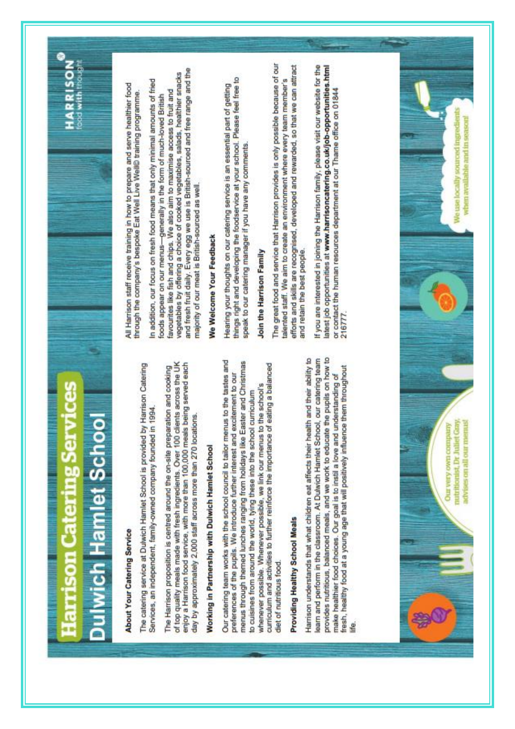# Harrison Catering Services

## Dulwich Hamlet School

HARRISON® food with thought

### About Your Catering Service

The catering service at Dulwich Hamlet School is provided by Harrison Catering Services, an independent, family-owned company founded in 1994.

The Harrison proposition is centred around the on-site preparation and cooking of top quality meals made with fresh ingredients. Over 100 clients across the UK enjoy a Harrison food service, with more than 100,000 meals being served each day by approximately 2,000 staff across more than 270 locations.

### Working in Partnership with Dulwich Hamlet School

Our catering team works with the school council to tailor menus to the tastes and preferences of the pupils. We introduce further interest and excitement to our menus through themed lunches ranging from holidays like Easter and Christmas to cuisines from around the world, tying these into the school curriculum whenever possible. Whenever possible, we link our menus to the school's curriculum and activities to further reinforce the importance of eating a balanced diet of nutritious food.

### Providing Healthy School Meals

Harrison understands that what children eat affects their health and their ability to learn and perform in the classroom. At Dulwich Hamlet School, our catering team provides nutritious, balanced meals, and we work to educate the pupils on how to make healthier food choices. Our goal is to instil a love and understanding of fresh, healthy food at a young age that will positively influence them throughout life.

All Harrison staff receive training in how to prepare and serve healthier food through the company's bespoke Eat Well Live Well© training programme.

In addition, our focus on fresh food means that only minimal amounts of fried foods appear on our menus—generally in the form of much-loved British favourites like fish and chips. We also aim to maximise access to fruit and vegetables by offering a choice of cooked vegetables, salads, healthier snacks and fresh fruit daily. Every egg we use is British-sourced and free range and the majority of our meat is British-sourced as well.

### We Welcome Your Feedback

Hearing your thoughts on our catering service is an essential part of getting things right and developing the foodservice at your school. Please feel free to speak to our catering manager if you have any comments.

### Join the Harrison Family

The great food and service that Harrison provides is only possible because of our talented staff. We aim to create an environment where every team member's efforts and skills are recognised, developed and rewarded, so that we can attract and retain the best people.

If you are interested in joining the Harrison family, please visit our website for the latest job opportunities at **www.harrisoncatering.co.uk/job-opportunities.html** or contact the human resources department at our Thame office on 01844 216777.

Our very own company nutritionist, Dr. Juliet Gray, advises on all our menus!

We use locally sourced ingredients when available and in season!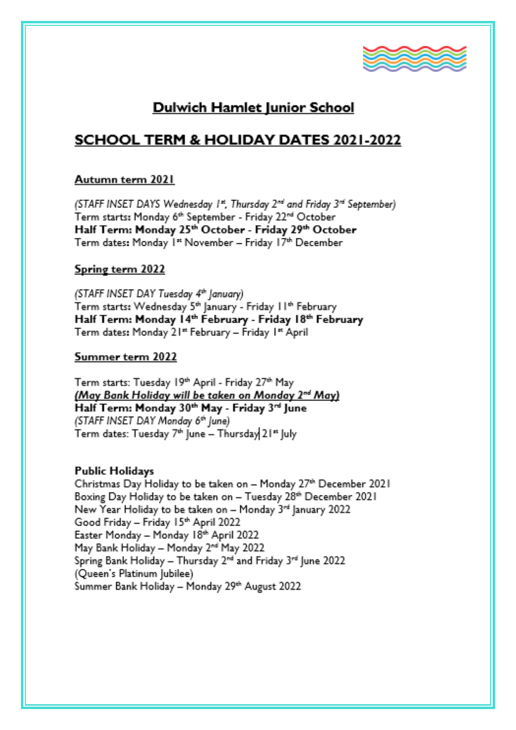# Dulwich Hamlet Junior School

## SCHOOL TERM & HOLIDAY DATES 2021-2022

### Autumn term 2021

*(STAFF INSET DAYS Wednesday 1st, Thursday 2nd and Friday 3rd September)*
Term starts: Monday 6th September - Friday 22nd October
**Half Term: Monday 25th October - Friday 29th October**
Term dates: Monday 1st November – Friday 17th December

### Spring term 2022

*(STAFF INSET DAY Tuesday 4th January)*
Term starts: Wednesday 5th January - Friday 11th February
**Half Term: Monday 14th February - Friday 18th February**
Term dates: Monday 21st February – Friday 1st April

### Summer term 2022

Term starts: Tuesday 19th April - Friday 27th May
***(May Bank Holiday will be taken on Monday 2nd May)***
**Half Term: Monday 30th May - Friday 3rd June**
*(STAFF INSET DAY Monday 6th June)*
Term dates: Tuesday 7th June – Thursday 21st July

**Public Holidays**
Christmas Day Holiday to be taken on – Monday 27th December 2021
Boxing Day Holiday to be taken on – Tuesday 28th December 2021
New Year Holiday to be taken on – Monday 3rd January 2022
Good Friday – Friday 15th April 2022
Easter Monday – Monday 18th April 2022
May Bank Holiday – Monday 2nd May 2022
Spring Bank Holiday – Thursday 2nd and Friday 3rd June 2022
(Queen's Platinum Jubilee)
Summer Bank Holiday – Monday 29th August 2022